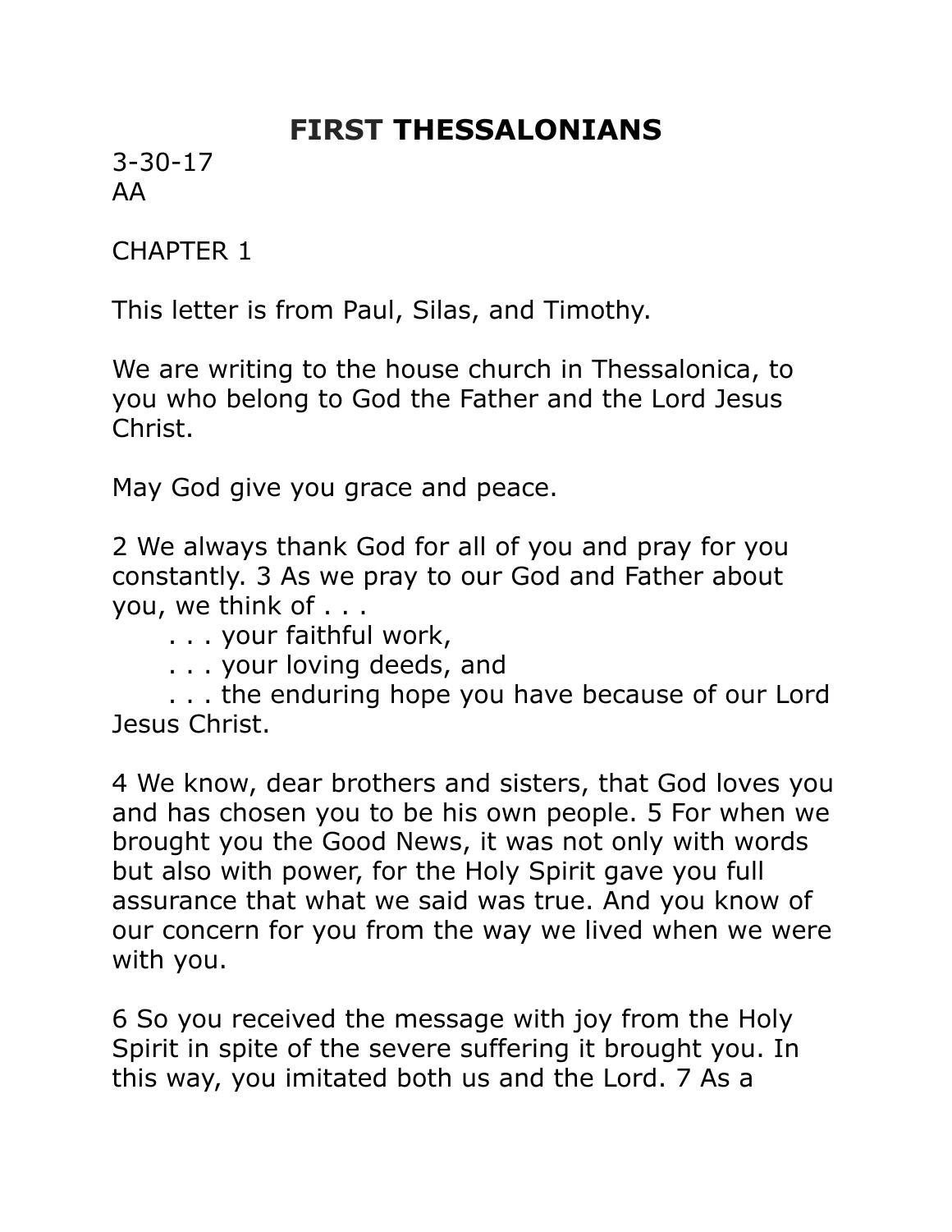# FIRST THESSALONIANS

3-30-17
AA

CHAPTER 1

This letter is from Paul, Silas, and Timothy.

We are writing to the house church in Thessalonica, to you who belong to God the Father and the Lord Jesus Christ.

May God give you grace and peace.

2 We always thank God for all of you and pray for you constantly. 3 As we pray to our God and Father about you, we think of . . .

. . . your faithful work,
. . . your loving deeds, and
. . . the enduring hope you have because of our Lord Jesus Christ.

4 We know, dear brothers and sisters, that God loves you and has chosen you to be his own people. 5 For when we brought you the Good News, it was not only with words but also with power, for the Holy Spirit gave you full assurance that what we said was true. And you know of our concern for you from the way we lived when we were with you.

6 So you received the message with joy from the Holy Spirit in spite of the severe suffering it brought you. In this way, you imitated both us and the Lord. 7 As a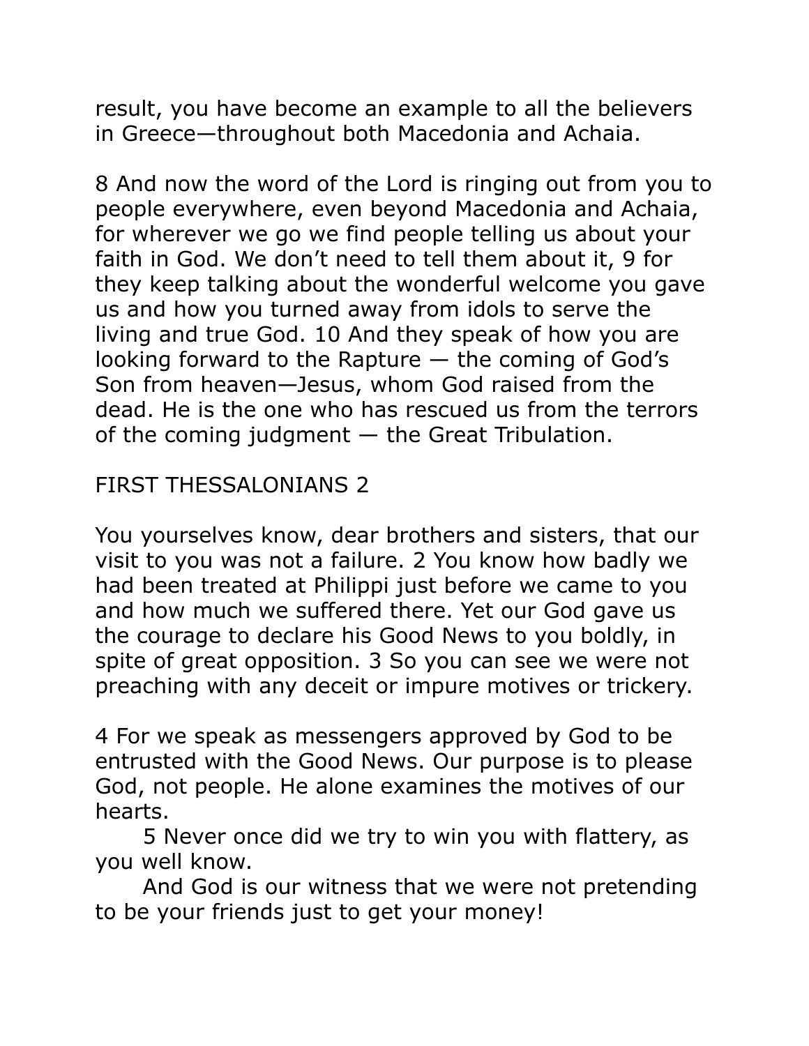result, you have become an example to all the believers in Greece—throughout both Macedonia and Achaia.

8 And now the word of the Lord is ringing out from you to people everywhere, even beyond Macedonia and Achaia, for wherever we go we find people telling us about your faith in God. We don't need to tell them about it, 9 for they keep talking about the wonderful welcome you gave us and how you turned away from idols to serve the living and true God. 10 And they speak of how you are looking forward to the Rapture — the coming of God's Son from heaven—Jesus, whom God raised from the dead. He is the one who has rescued us from the terrors of the coming judgment — the Great Tribulation.

## FIRST THESSALONIANS 2

You yourselves know, dear brothers and sisters, that our visit to you was not a failure. 2 You know how badly we had been treated at Philippi just before we came to you and how much we suffered there. Yet our God gave us the courage to declare his Good News to you boldly, in spite of great opposition. 3 So you can see we were not preaching with any deceit or impure motives or trickery.

4 For we speak as messengers approved by God to be entrusted with the Good News. Our purpose is to please God, not people. He alone examines the motives of our hearts.

5 Never once did we try to win you with flattery, as you well know.

And God is our witness that we were not pretending to be your friends just to get your money!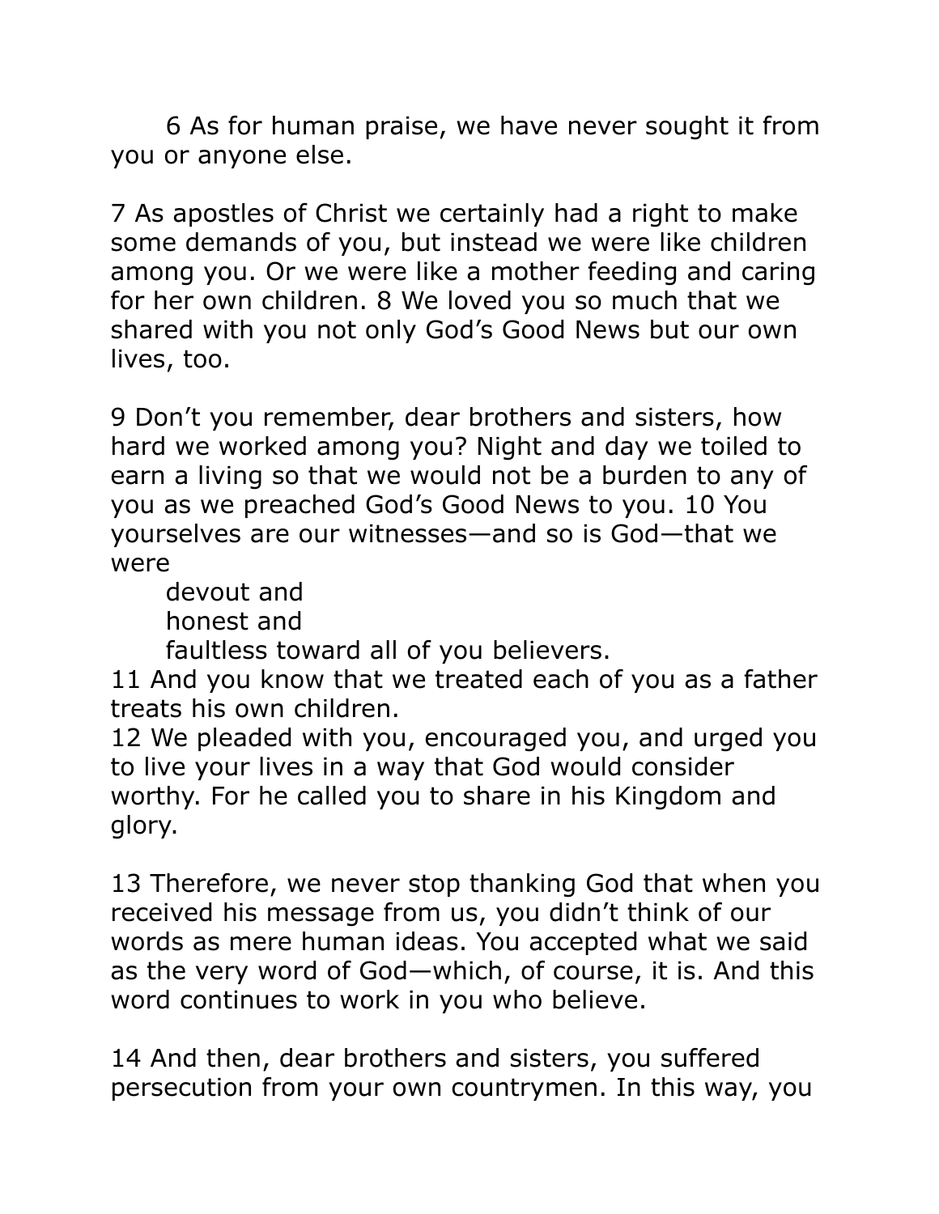6 As for human praise, we have never sought it from you or anyone else.

7 As apostles of Christ we certainly had a right to make some demands of you, but instead we were like children among you. Or we were like a mother feeding and caring for her own children. 8 We loved you so much that we shared with you not only God's Good News but our own lives, too.

9 Don't you remember, dear brothers and sisters, how hard we worked among you? Night and day we toiled to earn a living so that we would not be a burden to any of you as we preached God's Good News to you. 10 You yourselves are our witnesses—and so is God—that we were

devout and
honest and
faultless toward all of you believers.

11 And you know that we treated each of you as a father treats his own children.
12 We pleaded with you, encouraged you, and urged you to live your lives in a way that God would consider worthy. For he called you to share in his Kingdom and glory.

13 Therefore, we never stop thanking God that when you received his message from us, you didn't think of our words as mere human ideas. You accepted what we said as the very word of God—which, of course, it is. And this word continues to work in you who believe.

14 And then, dear brothers and sisters, you suffered persecution from your own countrymen. In this way, you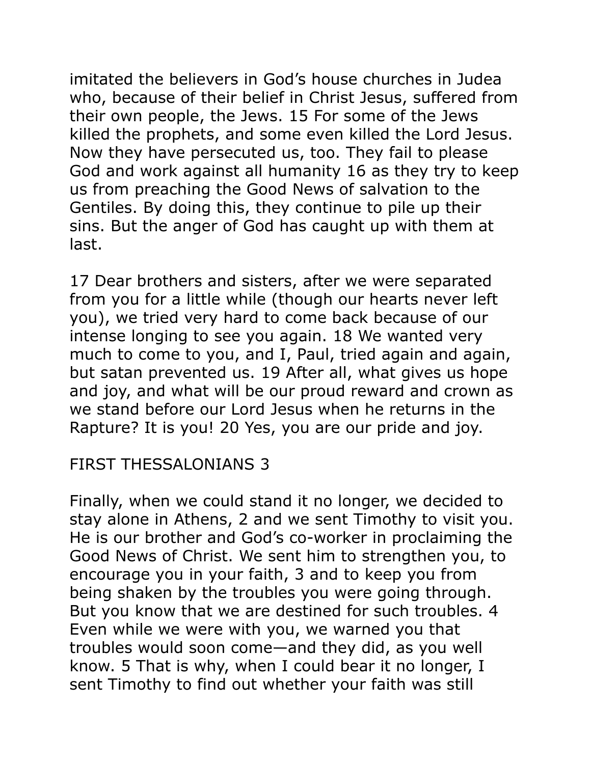imitated the believers in God's house churches in Judea who, because of their belief in Christ Jesus, suffered from their own people, the Jews. 15 For some of the Jews killed the prophets, and some even killed the Lord Jesus. Now they have persecuted us, too. They fail to please God and work against all humanity 16 as they try to keep us from preaching the Good News of salvation to the Gentiles. By doing this, they continue to pile up their sins. But the anger of God has caught up with them at last.

17 Dear brothers and sisters, after we were separated from you for a little while (though our hearts never left you), we tried very hard to come back because of our intense longing to see you again. 18 We wanted very much to come to you, and I, Paul, tried again and again, but satan prevented us. 19 After all, what gives us hope and joy, and what will be our proud reward and crown as we stand before our Lord Jesus when he returns in the Rapture? It is you! 20 Yes, you are our pride and joy.

## FIRST THESSALONIANS 3

Finally, when we could stand it no longer, we decided to stay alone in Athens, 2 and we sent Timothy to visit you. He is our brother and God's co-worker in proclaiming the Good News of Christ. We sent him to strengthen you, to encourage you in your faith, 3 and to keep you from being shaken by the troubles you were going through. But you know that we are destined for such troubles. 4 Even while we were with you, we warned you that troubles would soon come—and they did, as you well know. 5 That is why, when I could bear it no longer, I sent Timothy to find out whether your faith was still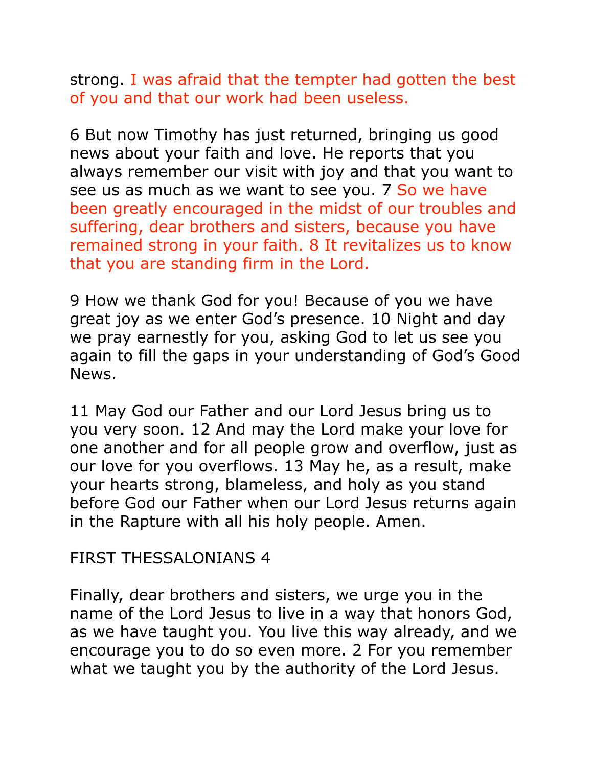strong. I was afraid that the tempter had gotten the best of you and that our work had been useless.

6 But now Timothy has just returned, bringing us good news about your faith and love. He reports that you always remember our visit with joy and that you want to see us as much as we want to see you. 7 So we have been greatly encouraged in the midst of our troubles and suffering, dear brothers and sisters, because you have remained strong in your faith. 8 It revitalizes us to know that you are standing firm in the Lord.

9 How we thank God for you! Because of you we have great joy as we enter God's presence. 10 Night and day we pray earnestly for you, asking God to let us see you again to fill the gaps in your understanding of God's Good News.

11 May God our Father and our Lord Jesus bring us to you very soon. 12 And may the Lord make your love for one another and for all people grow and overflow, just as our love for you overflows. 13 May he, as a result, make your hearts strong, blameless, and holy as you stand before God our Father when our Lord Jesus returns again in the Rapture with all his holy people. Amen.

## FIRST THESSALONIANS 4

Finally, dear brothers and sisters, we urge you in the name of the Lord Jesus to live in a way that honors God, as we have taught you. You live this way already, and we encourage you to do so even more. 2 For you remember what we taught you by the authority of the Lord Jesus.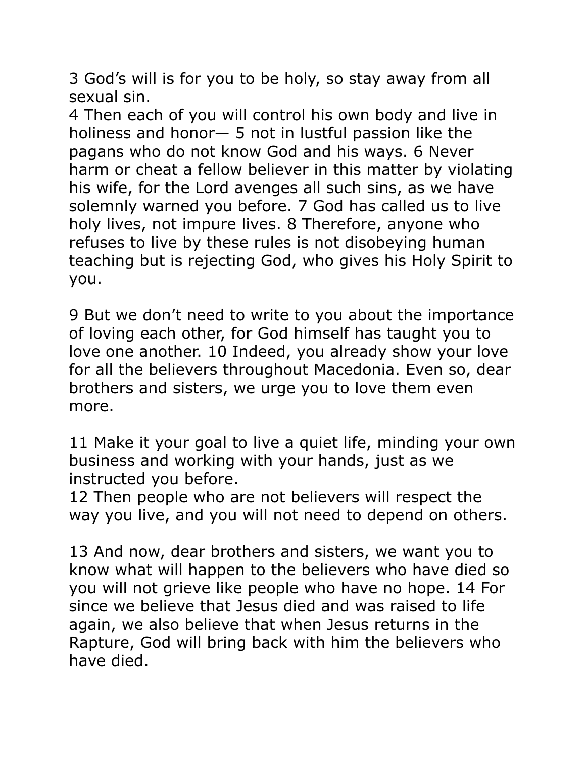3 God’s will is for you to be holy, so stay away from all sexual sin.
4 Then each of you will control his own body and live in holiness and honor— 5 not in lustful passion like the pagans who do not know God and his ways. 6 Never harm or cheat a fellow believer in this matter by violating his wife, for the Lord avenges all such sins, as we have solemnly warned you before. 7 God has called us to live holy lives, not impure lives. 8 Therefore, anyone who refuses to live by these rules is not disobeying human teaching but is rejecting God, who gives his Holy Spirit to you.

9 But we don’t need to write to you about the importance of loving each other, for God himself has taught you to love one another. 10 Indeed, you already show your love for all the believers throughout Macedonia. Even so, dear brothers and sisters, we urge you to love them even more.

11 Make it your goal to live a quiet life, minding your own business and working with your hands, just as we instructed you before.
12 Then people who are not believers will respect the way you live, and you will not need to depend on others.

13 And now, dear brothers and sisters, we want you to know what will happen to the believers who have died so you will not grieve like people who have no hope. 14 For since we believe that Jesus died and was raised to life again, we also believe that when Jesus returns in the Rapture, God will bring back with him the believers who have died.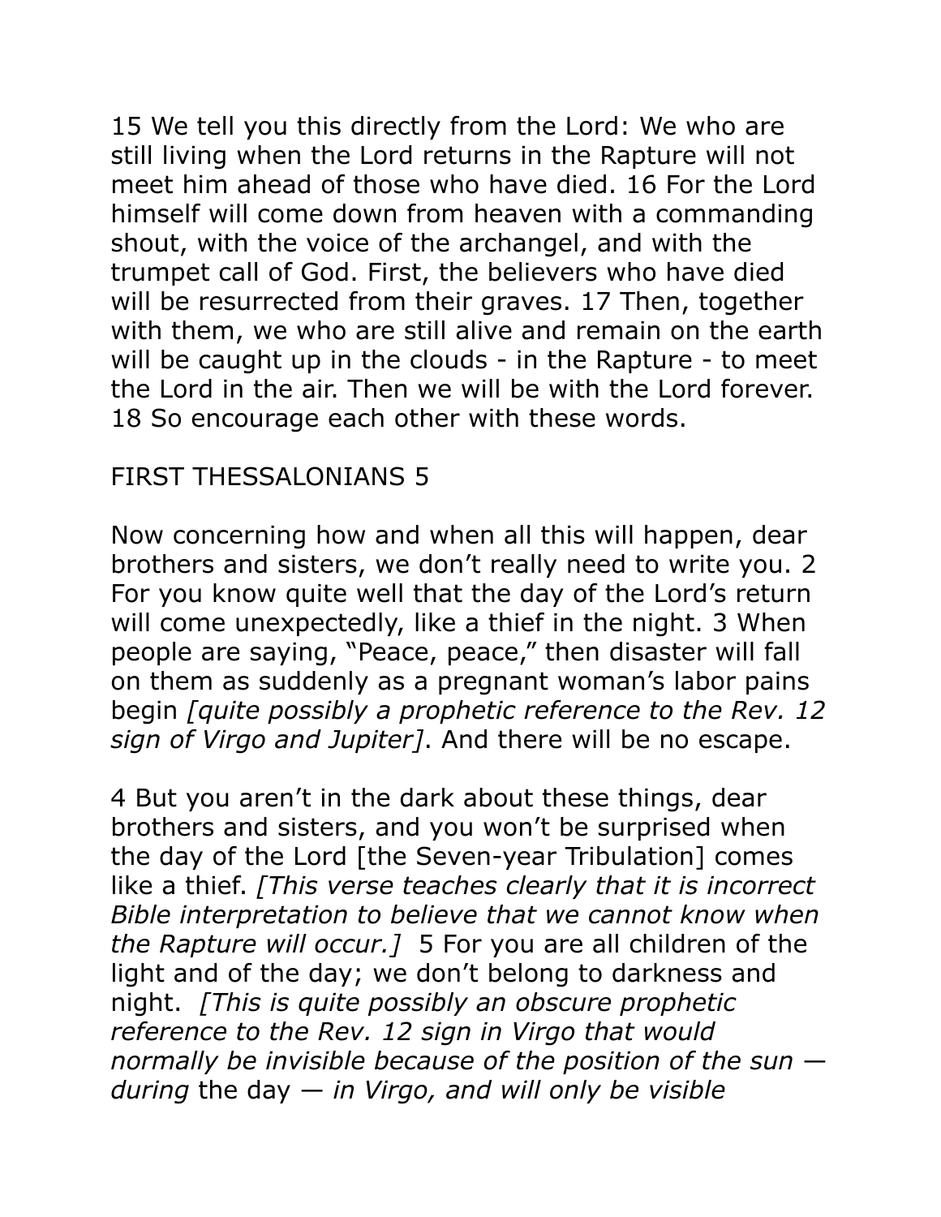15 We tell you this directly from the Lord: We who are still living when the Lord returns in the Rapture will not meet him ahead of those who have died. 16 For the Lord himself will come down from heaven with a commanding shout, with the voice of the archangel, and with the trumpet call of God. First, the believers who have died will be resurrected from their graves. 17 Then, together with them, we who are still alive and remain on the earth will be caught up in the clouds - in the Rapture - to meet the Lord in the air. Then we will be with the Lord forever. 18 So encourage each other with these words.

FIRST THESSALONIANS 5

Now concerning how and when all this will happen, dear brothers and sisters, we don't really need to write you. 2 For you know quite well that the day of the Lord's return will come unexpectedly, like a thief in the night. 3 When people are saying, "Peace, peace," then disaster will fall on them as suddenly as a pregnant woman's labor pains begin *[quite possibly a prophetic reference to the Rev. 12 sign of Virgo and Jupiter]*. And there will be no escape.

4 But you aren't in the dark about these things, dear brothers and sisters, and you won't be surprised when the day of the Lord [the Seven-year Tribulation] comes like a thief. *[This verse teaches clearly that it is incorrect Bible interpretation to believe that we cannot know when the Rapture will occur.]* 5 For you are all children of the light and of the day; we don't belong to darkness and night. *[This is quite possibly an obscure prophetic reference to the Rev. 12 sign in Virgo that would normally be invisible because of the position of the sun —* during the day *— in Virgo, and will only be visible*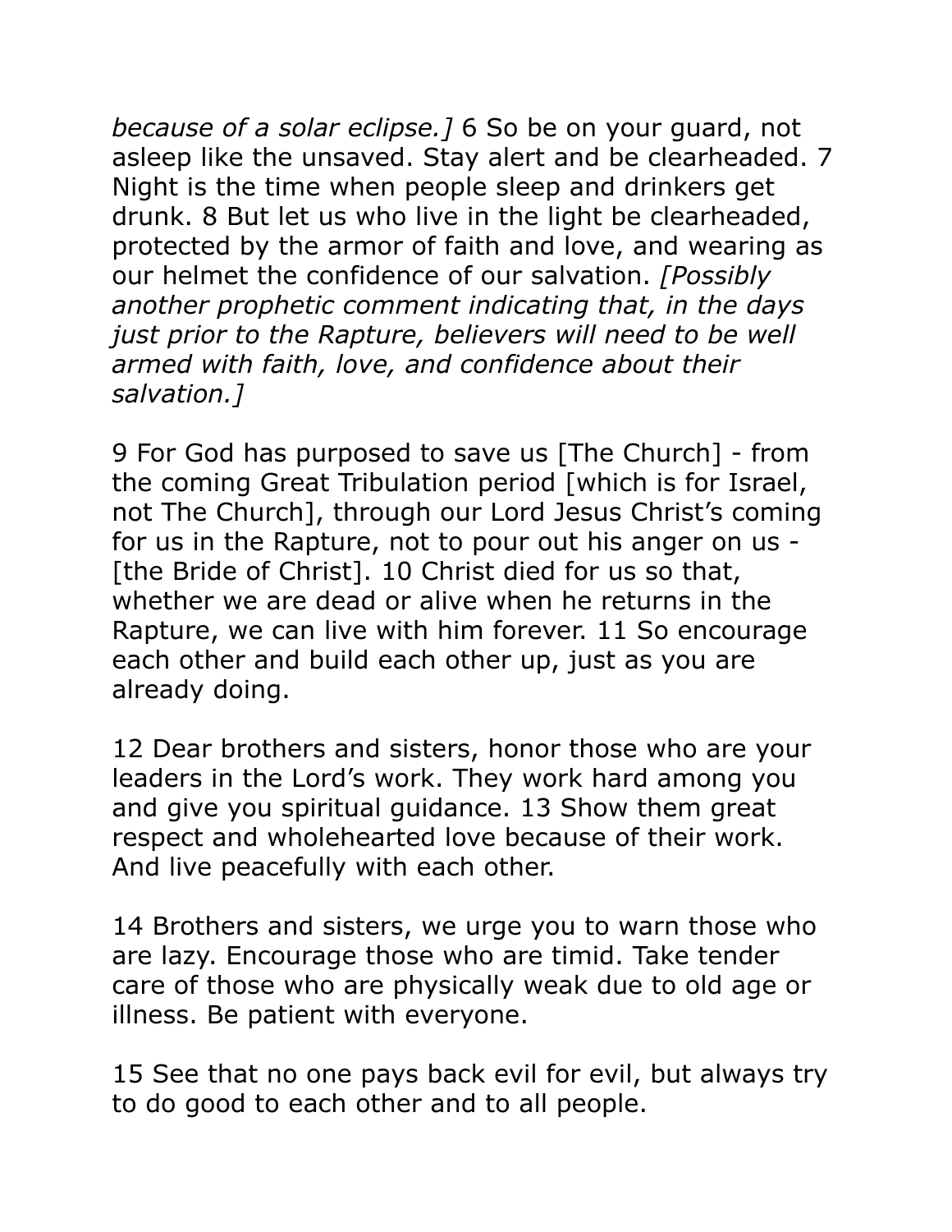*because of a solar eclipse.]* 6 So be on your guard, not asleep like the unsaved. Stay alert and be clearheaded. 7 Night is the time when people sleep and drinkers get drunk. 8 But let us who live in the light be clearheaded, protected by the armor of faith and love, and wearing as our helmet the confidence of our salvation. *[Possibly another prophetic comment indicating that, in the days just prior to the Rapture, believers will need to be well armed with faith, love, and confidence about their salvation.]*

9 For God has purposed to save us [The Church] - from the coming Great Tribulation period [which is for Israel, not The Church], through our Lord Jesus Christ's coming for us in the Rapture, not to pour out his anger on us - [the Bride of Christ]. 10 Christ died for us so that, whether we are dead or alive when he returns in the Rapture, we can live with him forever. 11 So encourage each other and build each other up, just as you are already doing.

12 Dear brothers and sisters, honor those who are your leaders in the Lord's work. They work hard among you and give you spiritual guidance. 13 Show them great respect and wholehearted love because of their work. And live peacefully with each other.

14 Brothers and sisters, we urge you to warn those who are lazy. Encourage those who are timid. Take tender care of those who are physically weak due to old age or illness. Be patient with everyone.

15 See that no one pays back evil for evil, but always try to do good to each other and to all people.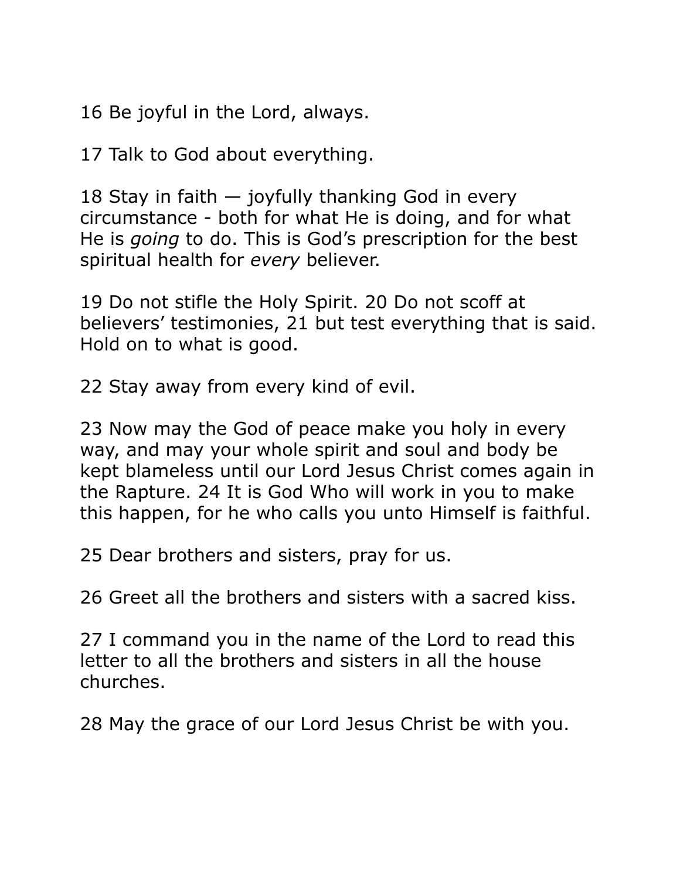16 Be joyful in the Lord, always.

17 Talk to God about everything.

18 Stay in faith — joyfully thanking God in every circumstance - both for what He is doing, and for what He is *going* to do. This is God's prescription for the best spiritual health for *every* believer.

19 Do not stifle the Holy Spirit. 20 Do not scoff at believers' testimonies, 21 but test everything that is said. Hold on to what is good.

22 Stay away from every kind of evil.

23 Now may the God of peace make you holy in every way, and may your whole spirit and soul and body be kept blameless until our Lord Jesus Christ comes again in the Rapture. 24 It is God Who will work in you to make this happen, for he who calls you unto Himself is faithful.

25 Dear brothers and sisters, pray for us.

26 Greet all the brothers and sisters with a sacred kiss.

27 I command you in the name of the Lord to read this letter to all the brothers and sisters in all the house churches.

28 May the grace of our Lord Jesus Christ be with you.